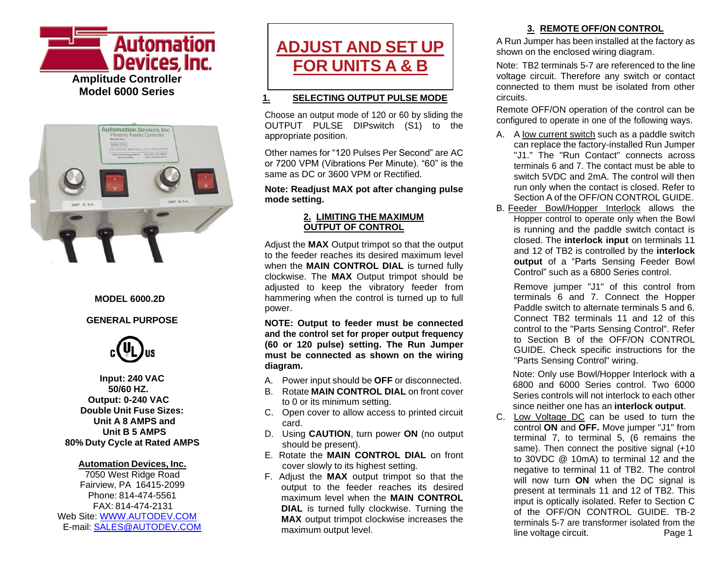# Automation Devices, Inc.

**Amplitude Controller**
**Model 6000 Series**

**MODEL 6000.2D**

**GENERAL PURPOSE**

**Input: 240 VAC**
**50/60 HZ.**
**Output: 0-240 VAC**
**Double Unit Fuse Sizes:**
**Unit A 8 AMPS and**
**Unit B 5 AMPS**
**80% Duty Cycle at Rated AMPS**

**Automation Devices, Inc.**
7050 West Ridge Road
Fairview, PA 16415-2099
Phone: 814-474-5561
FAX: 814-474-2131
Web Site: WWW.AUTODEV.COM
E-mail: SALES@AUTODEV.COM

# ADJUST AND SET UP FOR UNITS A & B

## 1. SELECTING OUTPUT PULSE MODE

Choose an output mode of 120 or 60 by sliding the OUTPUT PULSE DIPswitch (S1) to the appropriate position.

Other names for "120 Pulses Per Second" are AC or 7200 VPM (Vibrations Per Minute). "60" is the same as DC or 3600 VPM or Rectified.

**Note: Readjust MAX pot after changing pulse mode setting.**

## 2. LIMITING THE MAXIMUM OUTPUT OF CONTROL

Adjust the **MAX** Output trimpot so that the output to the feeder reaches its desired maximum level when the **MAIN CONTROL DIAL** is turned fully clockwise. The **MAX** Output trimpot should be adjusted to keep the vibratory feeder from hammering when the control is turned up to full power.

**NOTE: Output to feeder must be connected and the control set for proper output frequency (60 or 120 pulse) setting. The Run Jumper must be connected as shown on the wiring diagram.**

A. Power input should be **OFF** or disconnected.
B. Rotate **MAIN CONTROL DIAL** on front cover to 0 or its minimum setting.
C. Open cover to allow access to printed circuit card.
D. Using **CAUTION**, turn power **ON** (no output should be present).
E. Rotate the **MAIN CONTROL DIAL** on front cover slowly to its highest setting.
F. Adjust the **MAX** output trimpot so that the output to the feeder reaches its desired maximum level when the **MAIN CONTROL DIAL** is turned fully clockwise. Turning the **MAX** output trimpot clockwise increases the maximum output level.

## 3. REMOTE OFF/ON CONTROL

A Run Jumper has been installed at the factory as shown on the enclosed wiring diagram.

Note: TB2 terminals 5-7 are referenced to the line voltage circuit. Therefore any switch or contact connected to them must be isolated from other circuits.

Remote OFF/ON operation of the control can be configured to operate in one of the following ways.

A. A low current switch such as a paddle switch can replace the factory-installed Run Jumper "J1." The "Run Contact" connects across terminals 6 and 7. The contact must be able to switch 5VDC and 2mA. The control will then run only when the contact is closed. Refer to Section A of the OFF/ON CONTROL GUIDE.

B. Feeder Bowl/Hopper Interlock allows the Hopper control to operate only when the Bowl is running and the paddle switch contact is closed. The **interlock input** on terminals 11 and 12 of TB2 is controlled by the **interlock output** of a "Parts Sensing Feeder Bowl Control" such as a 6800 Series control.

   Remove jumper "J1" of this control from terminals 6 and 7. Connect the Hopper Paddle switch to alternate terminals 5 and 6. Connect TB2 terminals 11 and 12 of this control to the "Parts Sensing Control". Refer to Section B of the OFF/ON CONTROL GUIDE. Check specific instructions for the "Parts Sensing Control" wiring.

   Note: Only use Bowl/Hopper Interlock with a 6800 and 6000 Series control. Two 6000 Series controls will not interlock to each other since neither one has an **interlock output**.

C. Low Voltage DC can be used to turn the control **ON** and **OFF.** Move jumper "J1" from terminal 7, to terminal 5, (6 remains the same). Then connect the positive signal (+10 to 30VDC @ 10mA) to terminal 12 and the negative to terminal 11 of TB2. The control will now turn **ON** when the DC signal is present at terminals 11 and 12 of TB2. This input is optically isolated. Refer to Section C of the OFF/ON CONTROL GUIDE. TB-2 terminals 5-7 are transformer isolated from the line voltage circuit.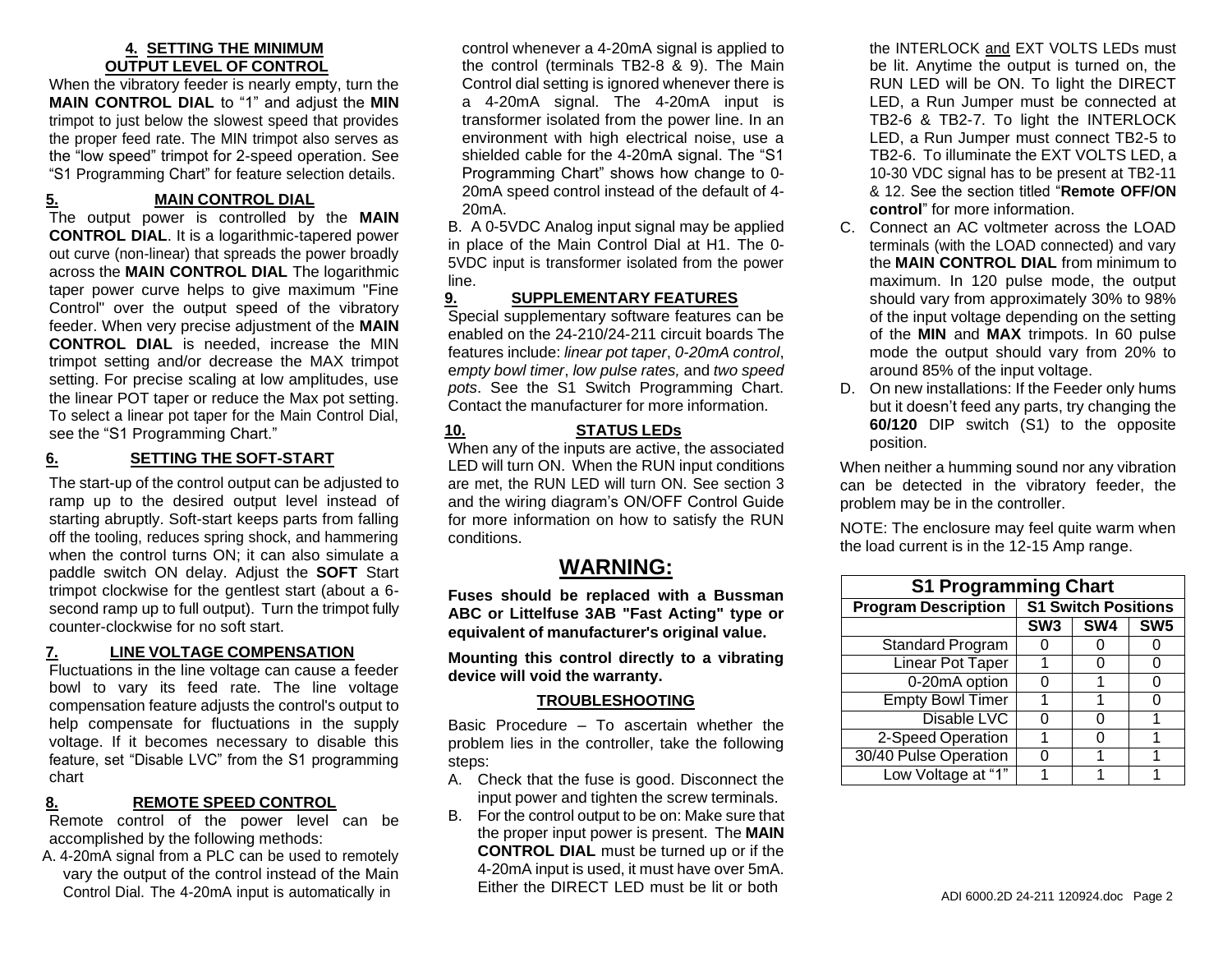## 4. SETTING THE MINIMUM OUTPUT LEVEL OF CONTROL

When the vibratory feeder is nearly empty, turn the **MAIN CONTROL DIAL** to "1" and adjust the **MIN** trimpot to just below the slowest speed that provides the proper feed rate. The MIN trimpot also serves as the "low speed" trimpot for 2-speed operation. See "S1 Programming Chart" for feature selection details.

## 5. MAIN CONTROL DIAL

The output power is controlled by the **MAIN CONTROL DIAL**. It is a logarithmic-tapered power out curve (non-linear) that spreads the power broadly across the **MAIN CONTROL DIAL** The logarithmic taper power curve helps to give maximum "Fine Control" over the output speed of the vibratory feeder. When very precise adjustment of the **MAIN CONTROL DIAL** is needed, increase the MIN trimpot setting and/or decrease the MAX trimpot setting. For precise scaling at low amplitudes, use the linear POT taper or reduce the Max pot setting. To select a linear pot taper for the Main Control Dial, see the "S1 Programming Chart."

## 6. SETTING THE SOFT-START

The start-up of the control output can be adjusted to ramp up to the desired output level instead of starting abruptly. Soft-start keeps parts from falling off the tooling, reduces spring shock, and hammering when the control turns ON; it can also simulate a paddle switch ON delay. Adjust the **SOFT** Start trimpot clockwise for the gentlest start (about a 6-second ramp up to full output). Turn the trimpot fully counter-clockwise for no soft start.

## 7. LINE VOLTAGE COMPENSATION

Fluctuations in the line voltage can cause a feeder bowl to vary its feed rate. The line voltage compensation feature adjusts the control's output to help compensate for fluctuations in the supply voltage. If it becomes necessary to disable this feature, set "Disable LVC" from the S1 programming chart

## 8. REMOTE SPEED CONTROL

Remote control of the power level can be accomplished by the following methods:

A. 4-20mA signal from a PLC can be used to remotely vary the output of the control instead of the Main Control Dial. The 4-20mA input is automatically in control whenever a 4-20mA signal is applied to the control (terminals TB2-8 & 9). The Main Control dial setting is ignored whenever there is a 4-20mA signal. The 4-20mA input is transformer isolated from the power line. In an environment with high electrical noise, use a shielded cable for the 4-20mA signal. The "S1 Programming Chart" shows how change to 0-20mA speed control instead of the default of 4-20mA.

B. A 0-5VDC Analog input signal may be applied in place of the Main Control Dial at H1. The 0-5VDC input is transformer isolated from the power line.

## 9. SUPPLEMENTARY FEATURES

Special supplementary software features can be enabled on the 24-210/24-211 circuit boards The features include: *linear pot taper*, *0-20mA control*, *empty bowl timer*, *low pulse rates,* and *two speed pots*. See the S1 Switch Programming Chart. Contact the manufacturer for more information.

## 10. STATUS LEDs

When any of the inputs are active, the associated LED will turn ON. When the RUN input conditions are met, the RUN LED will turn ON. See section 3 and the wiring diagram's ON/OFF Control Guide for more information on how to satisfy the RUN conditions.

# WARNING:

**Fuses should be replaced with a Bussman ABC or Littelfuse 3AB "Fast Acting" type or equivalent of manufacturer's original value.**

**Mounting this control directly to a vibrating device will void the warranty.**

## TROUBLESHOOTING

Basic Procedure – To ascertain whether the problem lies in the controller, take the following steps:

A. Check that the fuse is good. Disconnect the input power and tighten the screw terminals.

B. For the control output to be on: Make sure that the proper input power is present. The **MAIN CONTROL DIAL** must be turned up or if the 4-20mA input is used, it must have over 5mA. Either the DIRECT LED must be lit or both the INTERLOCK and EXT VOLTS LEDs must be lit. Anytime the output is turned on, the RUN LED will be ON. To light the DIRECT LED, a Run Jumper must be connected at TB2-6 & TB2-7. To light the INTERLOCK LED, a Run Jumper must connect TB2-5 to TB2-6. To illuminate the EXT VOLTS LED, a 10-30 VDC signal has to be present at TB2-11 & 12. See the section titled "**Remote OFF/ON control**" for more information.

C. Connect an AC voltmeter across the LOAD terminals (with the LOAD connected) and vary the **MAIN CONTROL DIAL** from minimum to maximum. In 120 pulse mode, the output should vary from approximately 30% to 98% of the input voltage depending on the setting of the **MIN** and **MAX** trimpots. In 60 pulse mode the output should vary from 20% to around 85% of the input voltage.

D. On new installations: If the Feeder only hums but it doesn't feed any parts, try changing the **60/120** DIP switch (S1) to the opposite position.

When neither a humming sound nor any vibration can be detected in the vibratory feeder, the problem may be in the controller.

NOTE: The enclosure may feel quite warm when the load current is in the 12-15 Amp range.

| S1 Programming Chart | | | |
|---|---|---|---|
| **Program Description** | **S1 Switch Positions** | | |
| | **SW3** | **SW4** | **SW5** |
| Standard Program | 0 | 0 | 0 |
| Linear Pot Taper | 1 | 0 | 0 |
| 0-20mA option | 0 | 1 | 0 |
| Empty Bowl Timer | 1 | 1 | 0 |
| Disable LVC | 0 | 0 | 1 |
| 2-Speed Operation | 1 | 0 | 1 |
| 30/40 Pulse Operation | 0 | 1 | 1 |
| Low Voltage at "1" | 1 | 1 | 1 |

ADI 6000.2D 24-211 120924.doc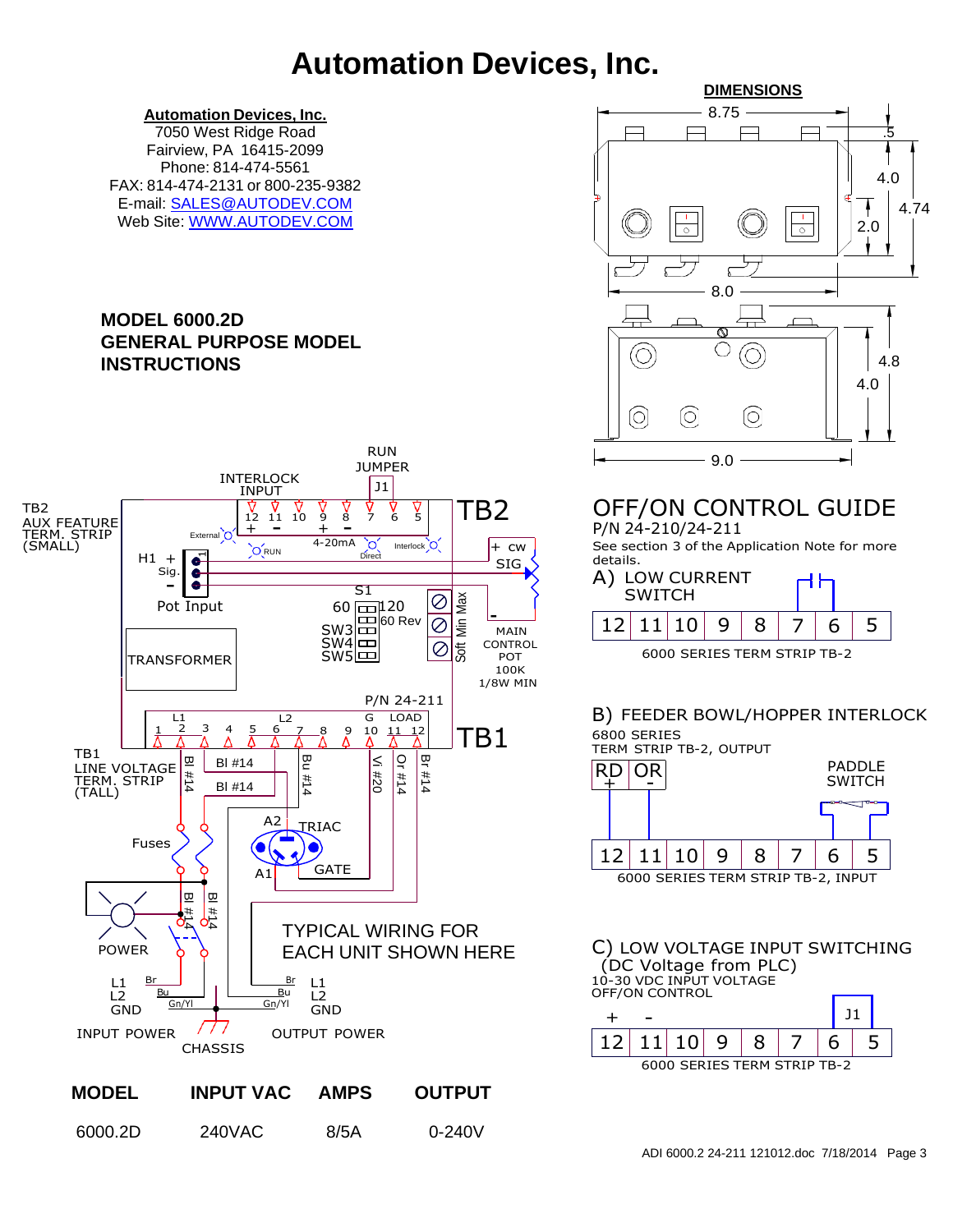# Automation Devices, Inc.

**Automation Devices, Inc.**
7050 West Ridge Road
Fairview, PA 16415-2099
Phone: 814-474-5561
FAX: 814-474-2131 or 800-235-9382
E-mail: SALES@AUTODEV.COM
Web Site: WWW.AUTODEV.COM

**MODEL 6000.2D**
**GENERAL PURPOSE MODEL**
**INSTRUCTIONS**

**DIMENSIONS**

8.75
.5
4.0
4.74
2.0
8.0
4.8
4.0
9.0

RUN JUMPER
J1
INTERLOCK INPUT
TB2
TB2 AUX FEATURE TERM. STRIP (SMALL)
12 11 10 9 8 7 6 5
+ − + −
External RUN 4-20mA Direct Interlock
H1 + Sig. −
Pot Input
+ CW
SIG
−
MAIN CONTROL POT 100K 1/8W MIN
S1
60 120
60 Rev
SW3 SW4 SW5
Soft Min Max
TRANSFORMER
P/N 24-211
L1 L2 G LOAD
1 2 3 4 5 6 7 8 9 10 11 12
TB1
TB1 LINE VOLTAGE TERM. STRIP (TALL)
Bl #14
Bl #14
Bl #14
Bu #14
Vi #20
Or #14
Br #14
A2
TRIAC
A1
GATE
Fuses
Bl #14
Bl #14
POWER
L1 Br
L2 Bu
GND Gn/Yl
INPUT POWER
CHASSIS
Br L1
Bu L2
Gn/Yl GND
OUTPUT POWER

TYPICAL WIRING FOR EACH UNIT SHOWN HERE

| MODEL | INPUT VAC | AMPS | OUTPUT |
|---|---|---|---|
| 6000.2D | 240VAC | 8/5A | 0-240V |

## OFF/ON CONTROL GUIDE

P/N 24-210/24-211

See section 3 of the Application Note for more details.

A) LOW CURRENT SWITCH

12 11 10 9 8 7 6 5

6000 SERIES TERM STRIP TB-2

B) FEEDER BOWL/HOPPER INTERLOCK

6800 SERIES TERM STRIP TB-2, OUTPUT

RD + OR −

PADDLE SWITCH

12 11 10 9 8 7 6 5

6000 SERIES TERM STRIP TB-2, INPUT

C) LOW VOLTAGE INPUT SWITCHING (DC Voltage from PLC)

10-30 VDC INPUT VOLTAGE OFF/ON CONTROL

+ −
J1

12 11 10 9 8 7 6 5

6000 SERIES TERM STRIP TB-2

ADI 6000.2 24-211 121012.doc 7/18/2014